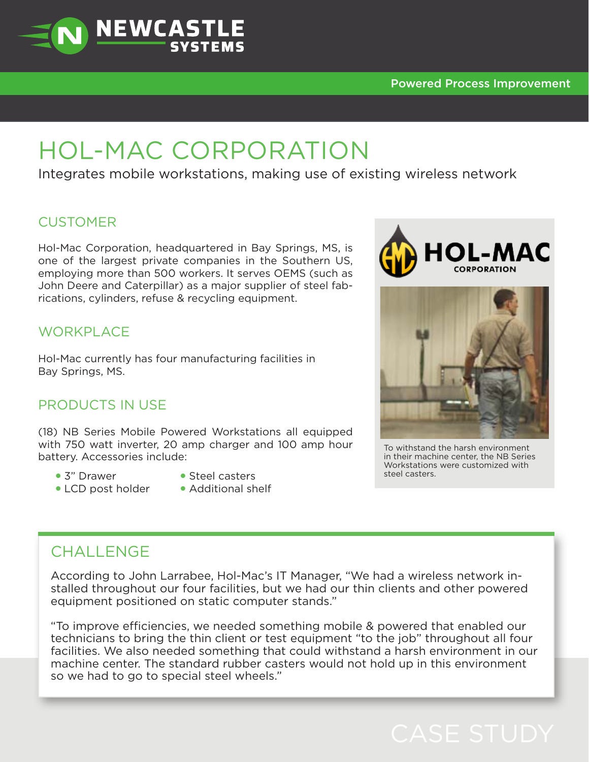# HOL-MAC CORPORATION

Integrates mobile workstations, making use of existing wireless network

## CUSTOMER

Hol-Mac Corporation, headquartered in Bay Springs, MS, is one of the largest private companies in the Southern US, employing more than 500 workers. It serves OEMS (such as John Deere and Caterpillar) as a major supplier of steel fabrications, cylinders, refuse & recycling equipment.

## WORKPLACE

Hol-Mac currently has four manufacturing facilities in Bay Springs, MS.

## PRODUCTS IN USE

(18) NB Series Mobile Powered Workstations all equipped with 750 watt inverter, 20 amp charger and 100 amp hour battery. Accessories include:

- 3" Drawer
- LCD post holder
- Steel casters
- Additional shelf

To withstand the harsh environment in their machine center, the NB Series Workstations were customized with steel casters.

## CHALLENGE

According to John Larrabee, Hol-Mac's IT Manager, "We had a wireless network installed throughout our four facilities, but we had our thin clients and other powered equipment positioned on static computer stands."

"To improve efficiencies, we needed something mobile & powered that enabled our technicians to bring the thin client or test equipment "to the job" throughout all four facilities. We also needed something that could withstand a harsh environment in our machine center. The standard rubber casters would not hold up in this environment so we had to go to special steel wheels."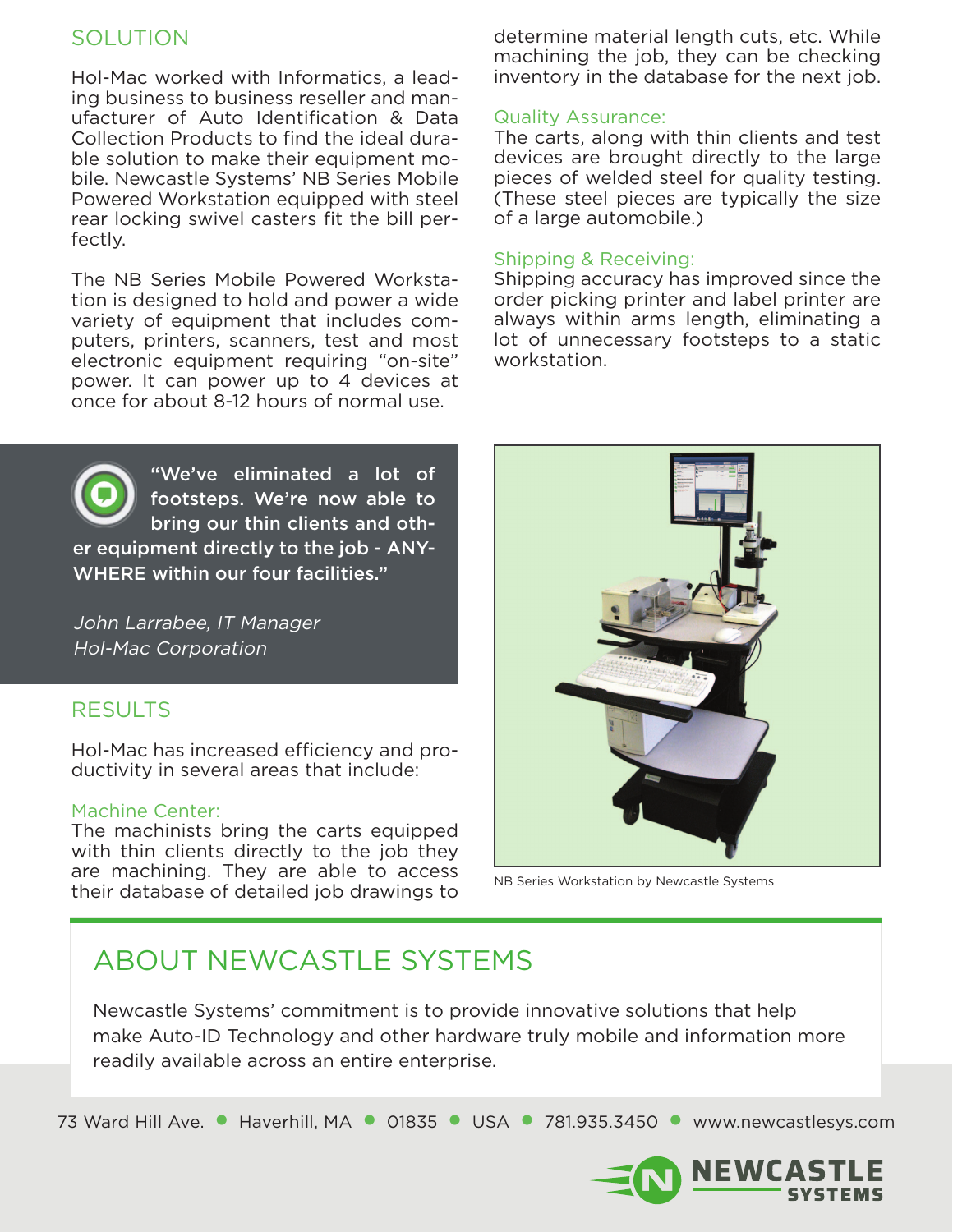## SOLUTION

Hol-Mac worked with Informatics, a leading business to business reseller and manufacturer of Auto Identification & Data Collection Products to find the ideal durable solution to make their equipment mobile. Newcastle Systems' NB Series Mobile Powered Workstation equipped with steel rear locking swivel casters fit the bill perfectly.

The NB Series Mobile Powered Workstation is designed to hold and power a wide variety of equipment that includes computers, printers, scanners, test and most electronic equipment requiring "on-site" power. It can power up to 4 devices at once for about 8-12 hours of normal use.

> **"We've eliminated a lot of footsteps. We're now able to bring our thin clients and other equipment directly to the job - ANYWHERE within our four facilities."**
>
> *John Larrabee, IT Manager*
> *Hol-Mac Corporation*

## RESULTS

Hol-Mac has increased efficiency and productivity in several areas that include:

### Machine Center:

The machinists bring the carts equipped with thin clients directly to the job they are machining. They are able to access their database of detailed job drawings to determine material length cuts, etc. While machining the job, they can be checking inventory in the database for the next job.

### Quality Assurance:

The carts, along with thin clients and test devices are brought directly to the large pieces of welded steel for quality testing. (These steel pieces are typically the size of a large automobile.)

### Shipping & Receiving:

Shipping accuracy has improved since the order picking printer and label printer are always within arms length, eliminating a lot of unnecessary footsteps to a static workstation.

NB Series Workstation by Newcastle Systems

## ABOUT NEWCASTLE SYSTEMS

Newcastle Systems' commitment is to provide innovative solutions that help make Auto-ID Technology and other hardware truly mobile and information more readily available across an entire enterprise.

73 Ward Hill Ave. • Haverhill, MA • 01835 • USA • 781.935.3450 • www.newcastlesys.com

NEWCASTLE SYSTEMS